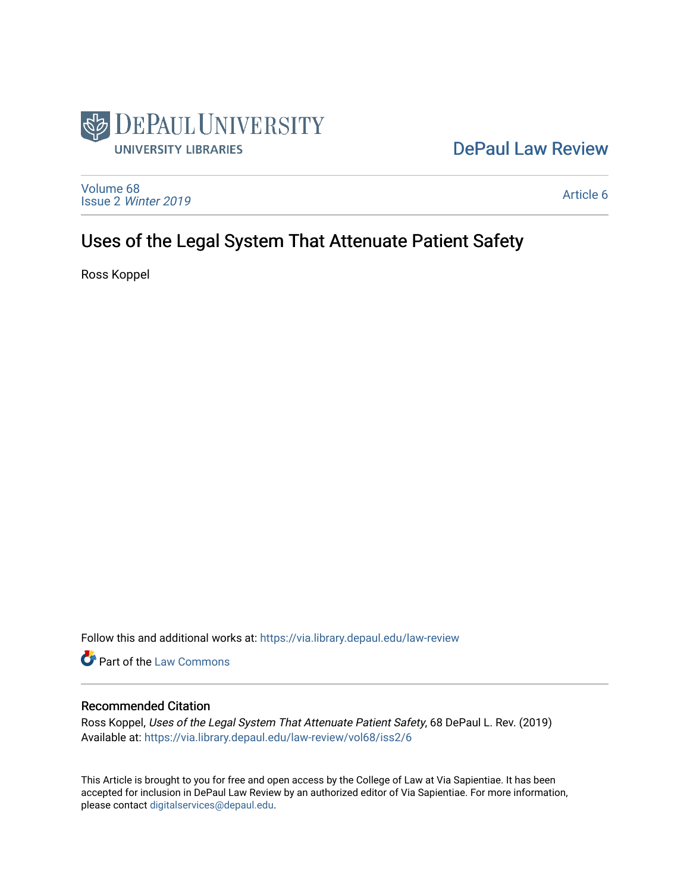DePaul University

University Libraries

DePaul Law Review

Volume 68
Issue 2 *Winter 2019*

Article 6

# Uses of the Legal System That Attenuate Patient Safety

Ross Koppel

Follow this and additional works at: https://via.library.depaul.edu/law-review

Part of the Law Commons

## Recommended Citation

Ross Koppel, *Uses of the Legal System That Attenuate Patient Safety*, 68 DePaul L. Rev. (2019)
Available at: https://via.library.depaul.edu/law-review/vol68/iss2/6

This Article is brought to you for free and open access by the College of Law at Via Sapientiae. It has been accepted for inclusion in DePaul Law Review by an authorized editor of Via Sapientiae. For more information, please contact digitalservices@depaul.edu.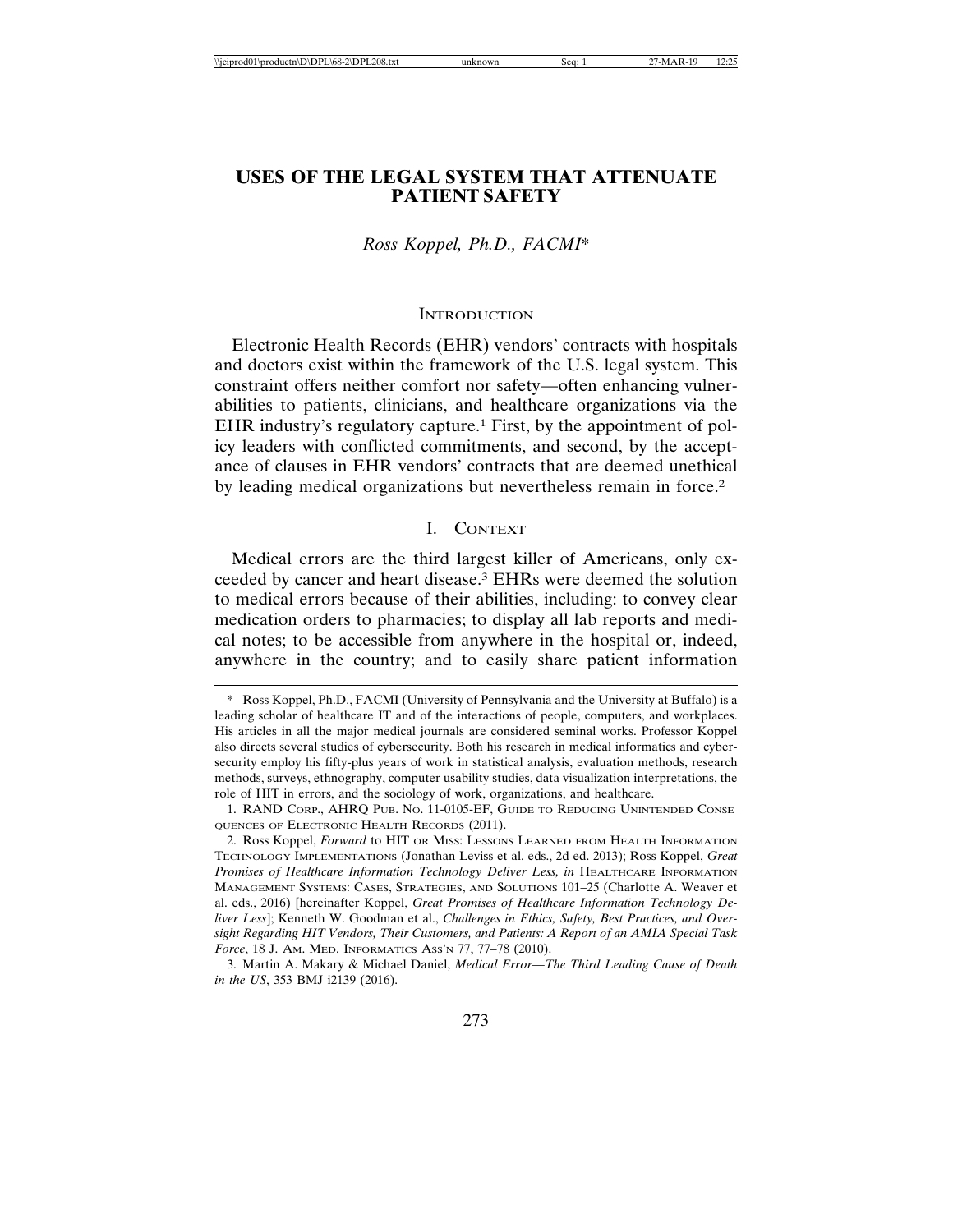# USES OF THE LEGAL SYSTEM THAT ATTENUATE PATIENT SAFETY

*Ross Koppel, Ph.D., FACMI**

## INTRODUCTION

Electronic Health Records (EHR) vendors' contracts with hospitals and doctors exist within the framework of the U.S. legal system. This constraint offers neither comfort nor safety—often enhancing vulnerabilities to patients, clinicians, and healthcare organizations via the EHR industry's regulatory capture.[1] First, by the appointment of policy leaders with conflicted commitments, and second, by the acceptance of clauses in EHR vendors' contracts that are deemed unethical by leading medical organizations but nevertheless remain in force.[2]

## I. CONTEXT

Medical errors are the third largest killer of Americans, only exceeded by cancer and heart disease.[3] EHRs were deemed the solution to medical errors because of their abilities, including: to convey clear medication orders to pharmacies; to display all lab reports and medical notes; to be accessible from anywhere in the hospital or, indeed, anywhere in the country; and to easily share patient information

---

\* Ross Koppel, Ph.D., FACMI (University of Pennsylvania and the University at Buffalo) is a leading scholar of healthcare IT and of the interactions of people, computers, and workplaces. His articles in all the major medical journals are considered seminal works. Professor Koppel also directs several studies of cybersecurity. Both his research in medical informatics and cybersecurity employ his fifty-plus years of work in statistical analysis, evaluation methods, research methods, surveys, ethnography, computer usability studies, data visualization interpretations, the role of HIT in errors, and the sociology of work, organizations, and healthcare.

1. RAND CORP., AHRQ PUB. NO. 11-0105-EF, GUIDE TO REDUCING UNINTENDED CONSEQUENCES OF ELECTRONIC HEALTH RECORDS (2011).

2. Ross Koppel, *Forward* to HIT OR MISS: LESSONS LEARNED FROM HEALTH INFORMATION TECHNOLOGY IMPLEMENTATIONS (Jonathan Leviss et al. eds., 2d ed. 2013); Ross Koppel, *Great Promises of Healthcare Information Technology Deliver Less, in* HEALTHCARE INFORMATION MANAGEMENT SYSTEMS: CASES, STRATEGIES, AND SOLUTIONS 101–25 (Charlotte A. Weaver et al. eds., 2016) [hereinafter Koppel, *Great Promises of Healthcare Information Technology Deliver Less*]; Kenneth W. Goodman et al., *Challenges in Ethics, Safety, Best Practices, and Oversight Regarding HIT Vendors, Their Customers, and Patients: A Report of an AMIA Special Task Force*, 18 J. AM. MED. INFORMATICS ASS'N 77, 77–78 (2010).

3. Martin A. Makary & Michael Daniel, *Medical Error—The Third Leading Cause of Death in the US*, 353 BMJ i2139 (2016).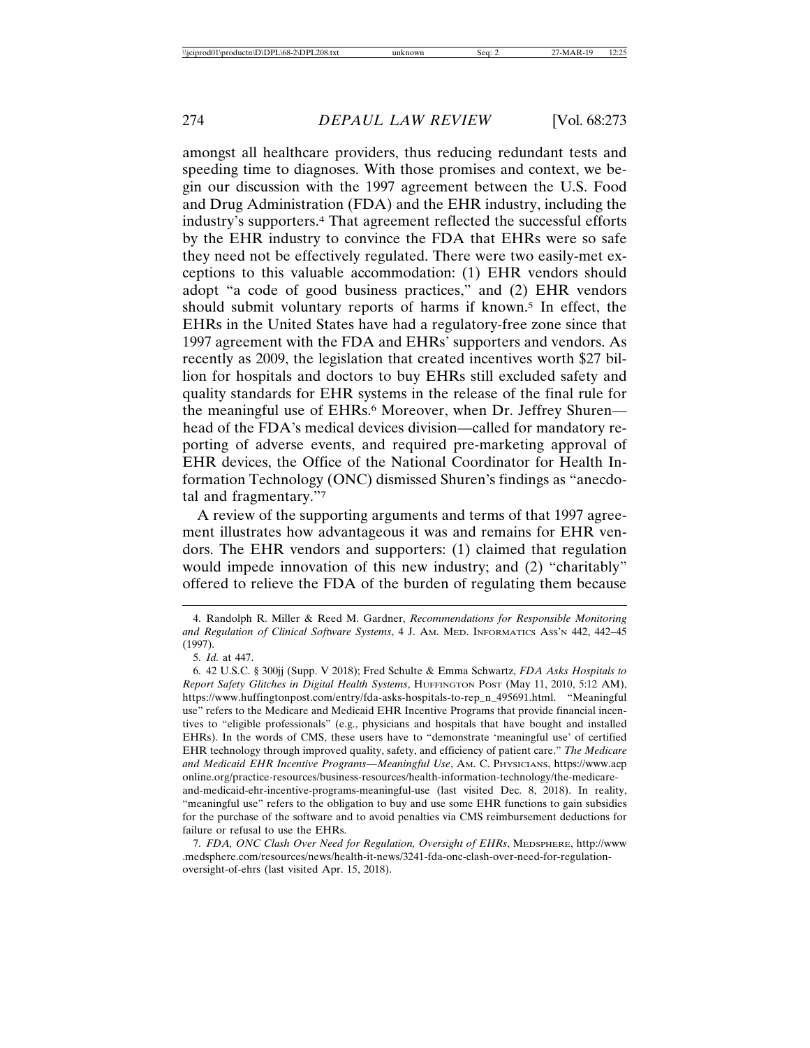amongst all healthcare providers, thus reducing redundant tests and speeding time to diagnoses. With those promises and context, we begin our discussion with the 1997 agreement between the U.S. Food and Drug Administration (FDA) and the EHR industry, including the industry's supporters.[4] That agreement reflected the successful efforts by the EHR industry to convince the FDA that EHRs were so safe they need not be effectively regulated. There were two easily-met exceptions to this valuable accommodation: (1) EHR vendors should adopt "a code of good business practices," and (2) EHR vendors should submit voluntary reports of harms if known.[5] In effect, the EHRs in the United States have had a regulatory-free zone since that 1997 agreement with the FDA and EHRs' supporters and vendors. As recently as 2009, the legislation that created incentives worth $27 billion for hospitals and doctors to buy EHRs still excluded safety and quality standards for EHR systems in the release of the final rule for the meaningful use of EHRs.[6] Moreover, when Dr. Jeffrey Shuren—head of the FDA's medical devices division—called for mandatory reporting of adverse events, and required pre-marketing approval of EHR devices, the Office of the National Coordinator for Health Information Technology (ONC) dismissed Shuren's findings as "anecdotal and fragmentary."[7]

A review of the supporting arguments and terms of that 1997 agreement illustrates how advantageous it was and remains for EHR vendors. The EHR vendors and supporters: (1) claimed that regulation would impede innovation of this new industry; and (2) "charitably" offered to relieve the FDA of the burden of regulating them because

---

4. Randolph R. Miller & Reed M. Gardner, *Recommendations for Responsible Monitoring and Regulation of Clinical Software Systems*, 4 J. AM. MED. INFORMATICS ASS'N 442, 442–45 (1997).

5. *Id.* at 447.

6. 42 U.S.C. § 300jj (Supp. V 2018); Fred Schulte & Emma Schwartz, *FDA Asks Hospitals to Report Safety Glitches in Digital Health Systems*, HUFFINGTON POST (May 11, 2010, 5:12 AM), https://www.huffingtonpost.com/entry/fda-asks-hospitals-to-rep_n_495691.html. "Meaningful use" refers to the Medicare and Medicaid EHR Incentive Programs that provide financial incentives to "eligible professionals" (e.g., physicians and hospitals that have bought and installed EHRs). In the words of CMS, these users have to "demonstrate 'meaningful use' of certified EHR technology through improved quality, safety, and efficiency of patient care." *The Medicare and Medicaid EHR Incentive Programs—Meaningful Use*, AM. C. PHYSICIANS, https://www.acponline.org/practice-resources/business-resources/health-information-technology/the-medicare-and-medicaid-ehr-incentive-programs-meaningful-use (last visited Dec. 8, 2018). In reality, "meaningful use" refers to the obligation to buy and use some EHR functions to gain subsidies for the purchase of the software and to avoid penalties via CMS reimbursement deductions for failure or refusal to use the EHRs.

7. *FDA, ONC Clash Over Need for Regulation, Oversight of EHRs*, MEDSPHERE, http://www.medsphere.com/resources/news/health-it-news/3241-fda-onc-clash-over-need-for-regulation-oversight-of-ehrs (last visited Apr. 15, 2018).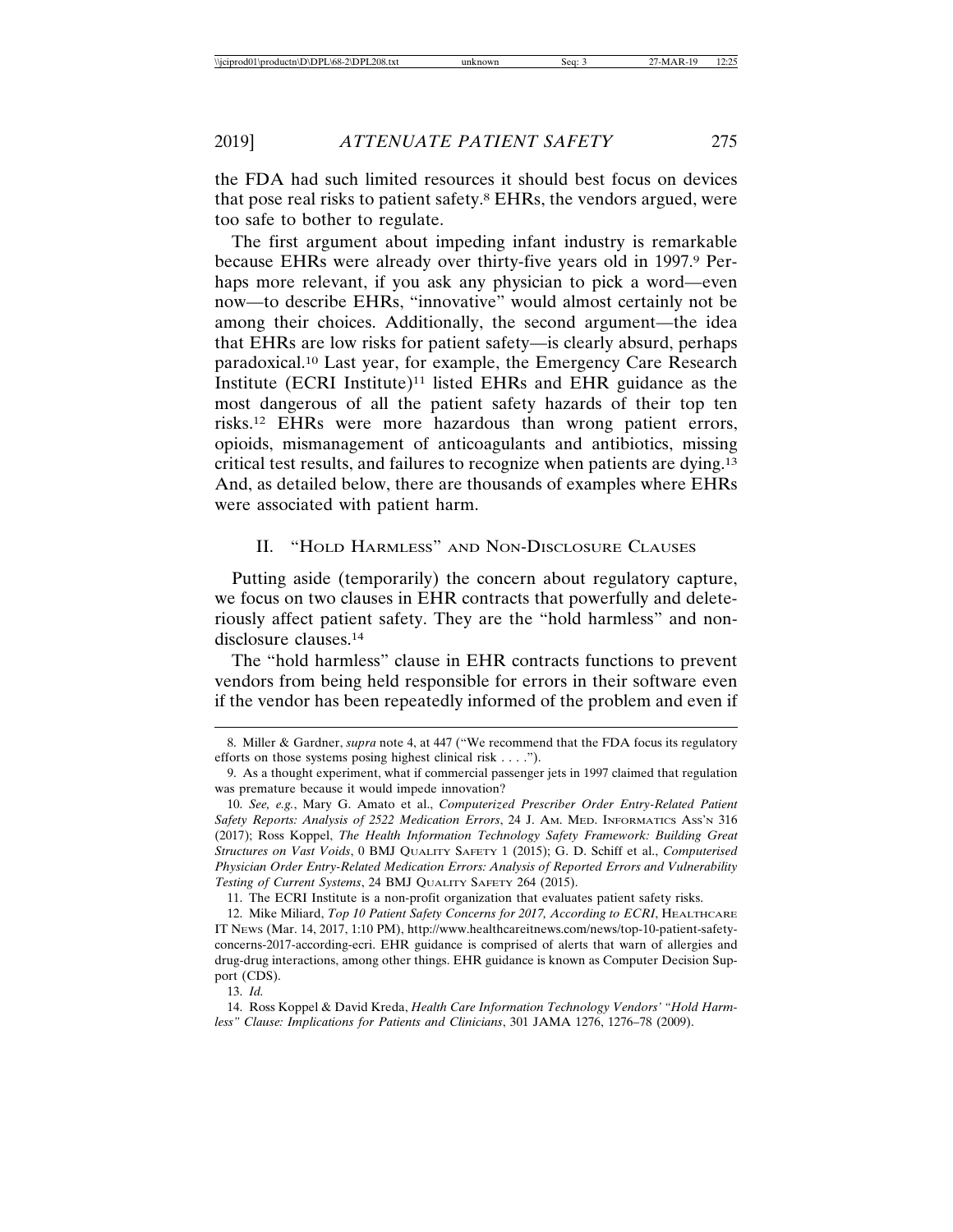the FDA had such limited resources it should best focus on devices that pose real risks to patient safety.[8] EHRs, the vendors argued, were too safe to bother to regulate.

The first argument about impeding infant industry is remarkable because EHRs were already over thirty-five years old in 1997.[9] Perhaps more relevant, if you ask any physician to pick a word—even now—to describe EHRs, "innovative" would almost certainly not be among their choices. Additionally, the second argument—the idea that EHRs are low risks for patient safety—is clearly absurd, perhaps paradoxical.[10] Last year, for example, the Emergency Care Research Institute (ECRI Institute)[11] listed EHRs and EHR guidance as the most dangerous of all the patient safety hazards of their top ten risks.[12] EHRs were more hazardous than wrong patient errors, opioids, mismanagement of anticoagulants and antibiotics, missing critical test results, and failures to recognize when patients are dying.[13] And, as detailed below, there are thousands of examples where EHRs were associated with patient harm.

## II. "Hold Harmless" and Non-Disclosure Clauses

Putting aside (temporarily) the concern about regulatory capture, we focus on two clauses in EHR contracts that powerfully and deleteriously affect patient safety. They are the "hold harmless" and non-disclosure clauses.[14]

The "hold harmless" clause in EHR contracts functions to prevent vendors from being held responsible for errors in their software even if the vendor has been repeatedly informed of the problem and even if

---

8. Miller & Gardner, *supra* note 4, at 447 ("We recommend that the FDA focus its regulatory efforts on those systems posing highest clinical risk . . . .").

9. As a thought experiment, what if commercial passenger jets in 1997 claimed that regulation was premature because it would impede innovation?

10. *See, e.g.*, Mary G. Amato et al., *Computerized Prescriber Order Entry-Related Patient Safety Reports: Analysis of 2522 Medication Errors*, 24 J. Am. Med. Informatics Ass'n 316 (2017); Ross Koppel, *The Health Information Technology Safety Framework: Building Great Structures on Vast Voids*, 0 BMJ Quality Safety 1 (2015); G. D. Schiff et al., *Computerised Physician Order Entry-Related Medication Errors: Analysis of Reported Errors and Vulnerability Testing of Current Systems*, 24 BMJ Quality Safety 264 (2015).

11. The ECRI Institute is a non-profit organization that evaluates patient safety risks.

12. Mike Miliard, *Top 10 Patient Safety Concerns for 2017, According to ECRI*, Healthcare IT News (Mar. 14, 2017, 1:10 PM), http://www.healthcareitnews.com/news/top-10-patient-safety-concerns-2017-according-ecri. EHR guidance is comprised of alerts that warn of allergies and drug-drug interactions, among other things. EHR guidance is known as Computer Decision Support (CDS).

13. *Id.*

14. Ross Koppel & David Kreda, *Health Care Information Technology Vendors' "Hold Harmless" Clause: Implications for Patients and Clinicians*, 301 JAMA 1276, 1276–78 (2009).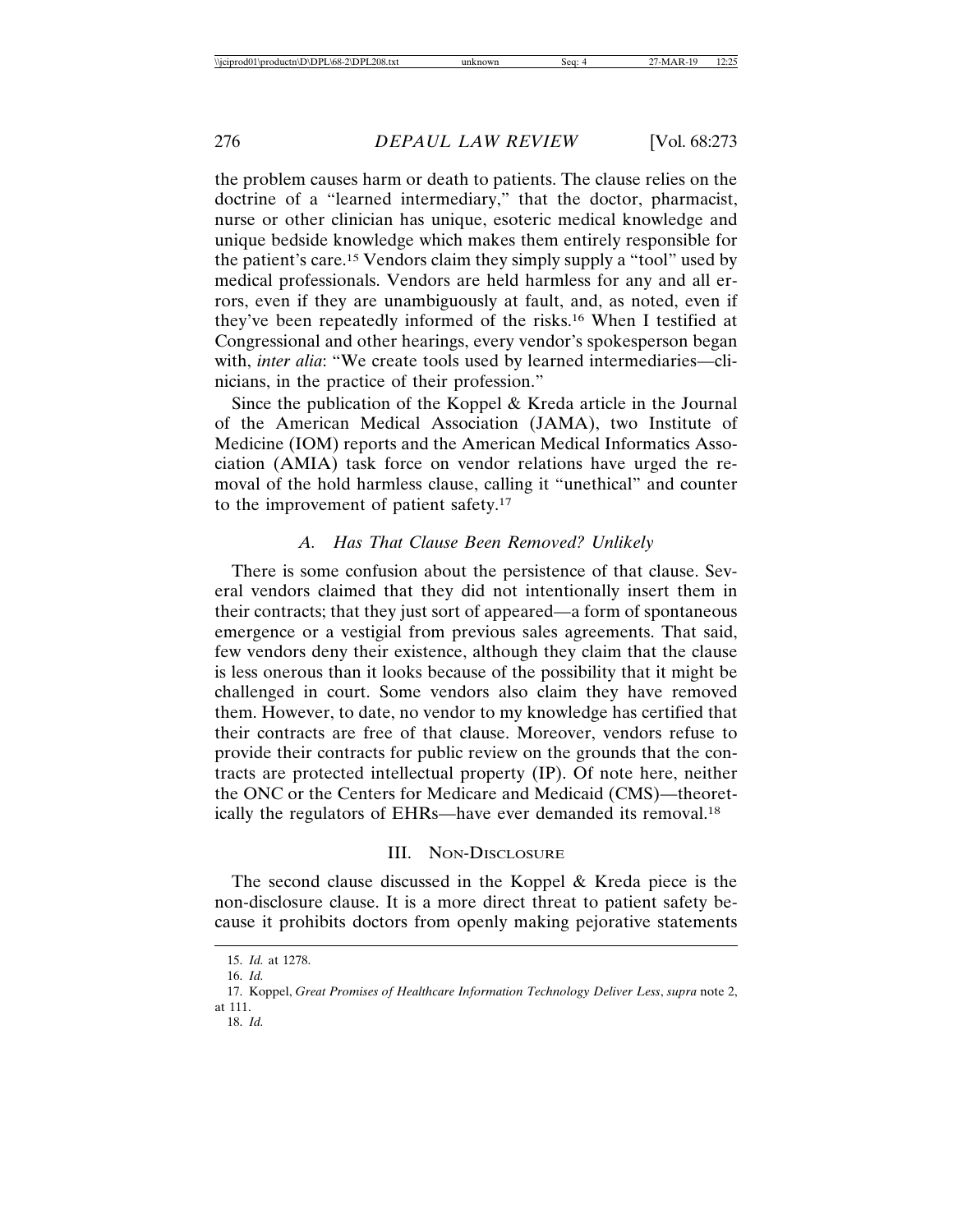the problem causes harm or death to patients. The clause relies on the doctrine of a "learned intermediary," that the doctor, pharmacist, nurse or other clinician has unique, esoteric medical knowledge and unique bedside knowledge which makes them entirely responsible for the patient's care.[15] Vendors claim they simply supply a "tool" used by medical professionals. Vendors are held harmless for any and all errors, even if they are unambiguously at fault, and, as noted, even if they've been repeatedly informed of the risks.[16] When I testified at Congressional and other hearings, every vendor's spokesperson began with, *inter alia*: "We create tools used by learned intermediaries—clinicians, in the practice of their profession."

Since the publication of the Koppel & Kreda article in the Journal of the American Medical Association (JAMA), two Institute of Medicine (IOM) reports and the American Medical Informatics Association (AMIA) task force on vendor relations have urged the removal of the hold harmless clause, calling it "unethical" and counter to the improvement of patient safety.[17]

### *A. Has That Clause Been Removed? Unlikely*

There is some confusion about the persistence of that clause. Several vendors claimed that they did not intentionally insert them in their contracts; that they just sort of appeared—a form of spontaneous emergence or a vestigial from previous sales agreements. That said, few vendors deny their existence, although they claim that the clause is less onerous than it looks because of the possibility that it might be challenged in court. Some vendors also claim they have removed them. However, to date, no vendor to my knowledge has certified that their contracts are free of that clause. Moreover, vendors refuse to provide their contracts for public review on the grounds that the contracts are protected intellectual property (IP). Of note here, neither the ONC or the Centers for Medicare and Medicaid (CMS)—theoretically the regulators of EHRs—have ever demanded its removal.[18]

## III. Non-Disclosure

The second clause discussed in the Koppel & Kreda piece is the non-disclosure clause. It is a more direct threat to patient safety because it prohibits doctors from openly making pejorative statements

---

15. *Id.* at 1278.

16. *Id.*

17. Koppel, *Great Promises of Healthcare Information Technology Deliver Less*, *supra* note 2, at 111.

18. *Id.*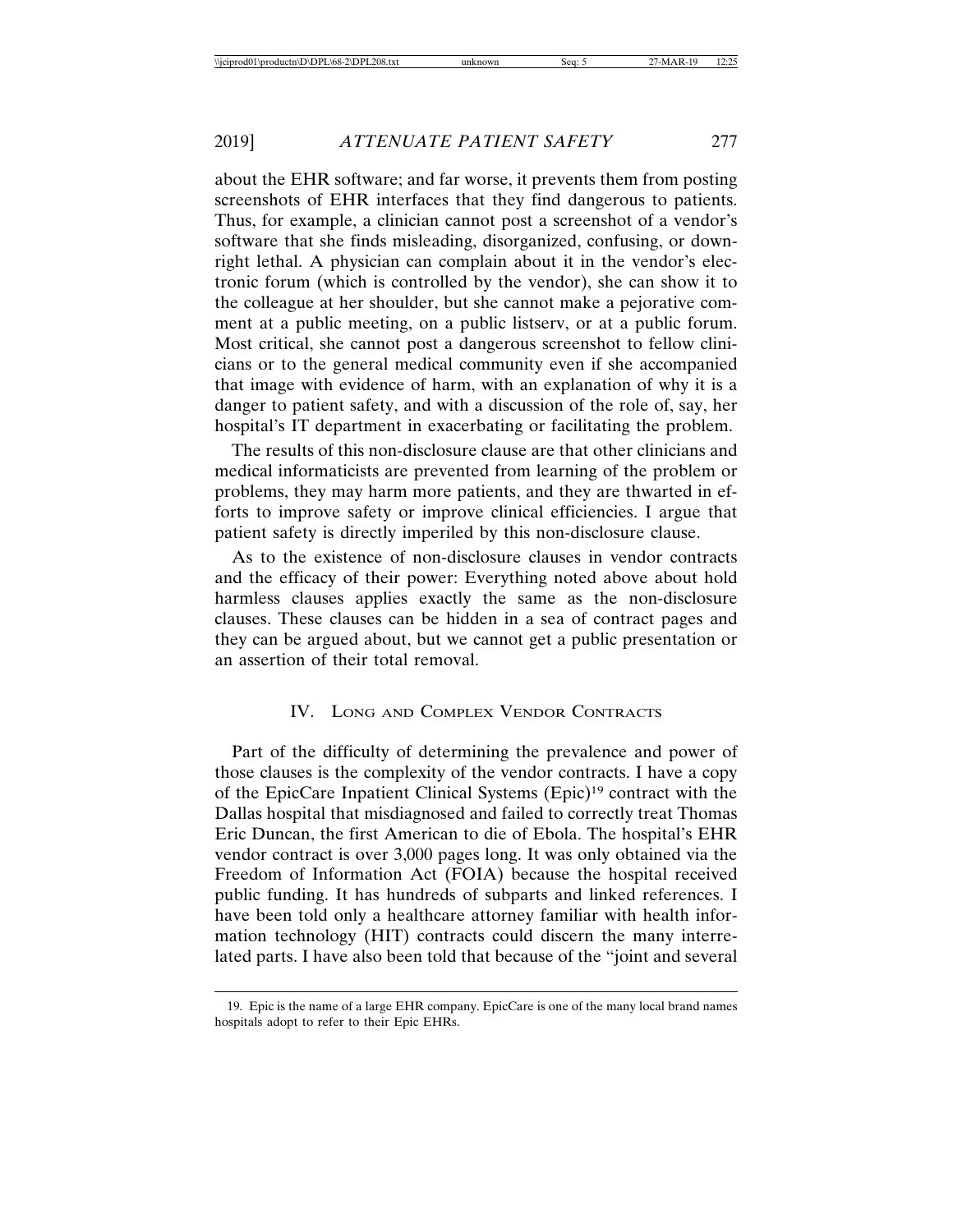about the EHR software; and far worse, it prevents them from posting screenshots of EHR interfaces that they find dangerous to patients. Thus, for example, a clinician cannot post a screenshot of a vendor's software that she finds misleading, disorganized, confusing, or downright lethal. A physician can complain about it in the vendor's electronic forum (which is controlled by the vendor), she can show it to the colleague at her shoulder, but she cannot make a pejorative comment at a public meeting, on a public listserv, or at a public forum. Most critical, she cannot post a dangerous screenshot to fellow clinicians or to the general medical community even if she accompanied that image with evidence of harm, with an explanation of why it is a danger to patient safety, and with a discussion of the role of, say, her hospital's IT department in exacerbating or facilitating the problem.

The results of this non-disclosure clause are that other clinicians and medical informaticists are prevented from learning of the problem or problems, they may harm more patients, and they are thwarted in efforts to improve safety or improve clinical efficiencies. I argue that patient safety is directly imperiled by this non-disclosure clause.

As to the existence of non-disclosure clauses in vendor contracts and the efficacy of their power: Everything noted above about hold harmless clauses applies exactly the same as the non-disclosure clauses. These clauses can be hidden in a sea of contract pages and they can be argued about, but we cannot get a public presentation or an assertion of their total removal.

## IV. Long and Complex Vendor Contracts

Part of the difficulty of determining the prevalence and power of those clauses is the complexity of the vendor contracts. I have a copy of the EpicCare Inpatient Clinical Systems (Epic)[19] contract with the Dallas hospital that misdiagnosed and failed to correctly treat Thomas Eric Duncan, the first American to die of Ebola. The hospital's EHR vendor contract is over 3,000 pages long. It was only obtained via the Freedom of Information Act (FOIA) because the hospital received public funding. It has hundreds of subparts and linked references. I have been told only a healthcare attorney familiar with health information technology (HIT) contracts could discern the many interrelated parts. I have also been told that because of the "joint and several

---

19. Epic is the name of a large EHR company. EpicCare is one of the many local brand names hospitals adopt to refer to their Epic EHRs.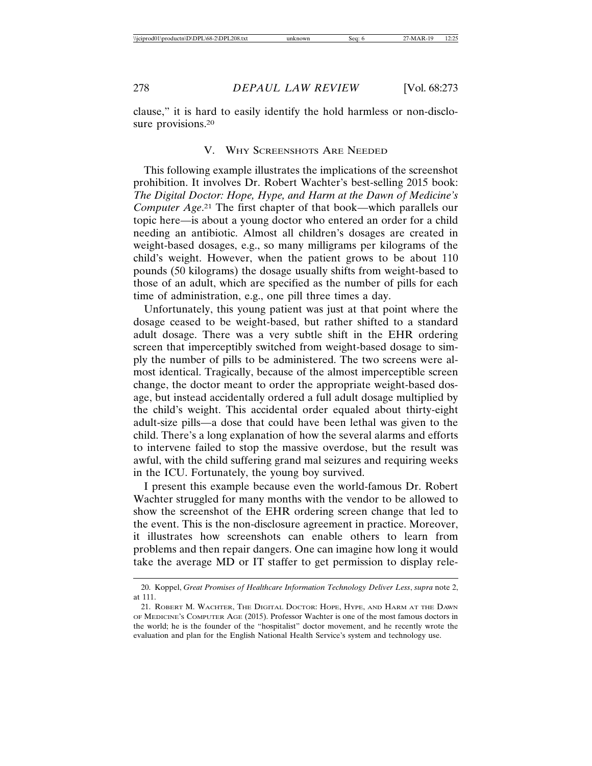clause," it is hard to easily identify the hold harmless or non-disclosure provisions.[20]

## V. Why Screenshots Are Needed

This following example illustrates the implications of the screenshot prohibition. It involves Dr. Robert Wachter's best-selling 2015 book: *The Digital Doctor: Hope, Hype, and Harm at the Dawn of Medicine's Computer Age*.[21] The first chapter of that book—which parallels our topic here—is about a young doctor who entered an order for a child needing an antibiotic. Almost all children's dosages are created in weight-based dosages, e.g., so many milligrams per kilograms of the child's weight. However, when the patient grows to be about 110 pounds (50 kilograms) the dosage usually shifts from weight-based to those of an adult, which are specified as the number of pills for each time of administration, e.g., one pill three times a day.

Unfortunately, this young patient was just at that point where the dosage ceased to be weight-based, but rather shifted to a standard adult dosage. There was a very subtle shift in the EHR ordering screen that imperceptibly switched from weight-based dosage to simply the number of pills to be administered. The two screens were almost identical. Tragically, because of the almost imperceptible screen change, the doctor meant to order the appropriate weight-based dosage, but instead accidentally ordered a full adult dosage multiplied by the child's weight. This accidental order equaled about thirty-eight adult-size pills—a dose that could have been lethal was given to the child. There's a long explanation of how the several alarms and efforts to intervene failed to stop the massive overdose, but the result was awful, with the child suffering grand mal seizures and requiring weeks in the ICU. Fortunately, the young boy survived.

I present this example because even the world-famous Dr. Robert Wachter struggled for many months with the vendor to be allowed to show the screenshot of the EHR ordering screen change that led to the event. This is the non-disclosure agreement in practice. Moreover, it illustrates how screenshots can enable others to learn from problems and then repair dangers. One can imagine how long it would take the average MD or IT staffer to get permission to display rele-

---

20. Koppel, *Great Promises of Healthcare Information Technology Deliver Less*, *supra* note 2, at 111.

21. Robert M. Wachter, The Digital Doctor: Hope, Hype, and Harm at the Dawn of Medicine's Computer Age (2015). Professor Wachter is one of the most famous doctors in the world; he is the founder of the "hospitalist" doctor movement, and he recently wrote the evaluation and plan for the English National Health Service's system and technology use.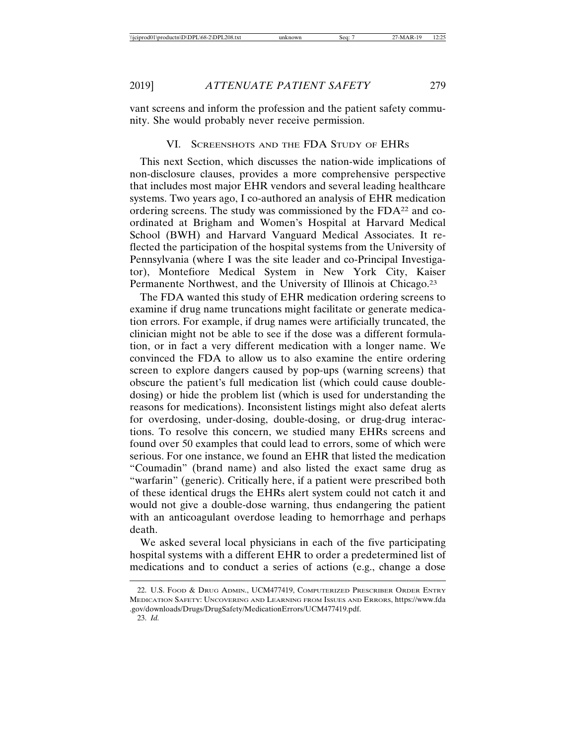vant screens and inform the profession and the patient safety community. She would probably never receive permission.

## VI. Screenshots and the FDA Study of EHRs

This next Section, which discusses the nation-wide implications of non-disclosure clauses, provides a more comprehensive perspective that includes most major EHR vendors and several leading healthcare systems. Two years ago, I co-authored an analysis of EHR medication ordering screens. The study was commissioned by the FDA[22] and coordinated at Brigham and Women's Hospital at Harvard Medical School (BWH) and Harvard Vanguard Medical Associates. It reflected the participation of the hospital systems from the University of Pennsylvania (where I was the site leader and co-Principal Investigator), Montefiore Medical System in New York City, Kaiser Permanente Northwest, and the University of Illinois at Chicago.[23]

The FDA wanted this study of EHR medication ordering screens to examine if drug name truncations might facilitate or generate medication errors. For example, if drug names were artificially truncated, the clinician might not be able to see if the dose was a different formulation, or in fact a very different medication with a longer name. We convinced the FDA to allow us to also examine the entire ordering screen to explore dangers caused by pop-ups (warning screens) that obscure the patient's full medication list (which could cause double-dosing) or hide the problem list (which is used for understanding the reasons for medications). Inconsistent listings might also defeat alerts for overdosing, under-dosing, double-dosing, or drug-drug interactions. To resolve this concern, we studied many EHRs screens and found over 50 examples that could lead to errors, some of which were serious. For one instance, we found an EHR that listed the medication "Coumadin" (brand name) and also listed the exact same drug as "warfarin" (generic). Critically here, if a patient were prescribed both of these identical drugs the EHRs alert system could not catch it and would not give a double-dose warning, thus endangering the patient with an anticoagulant overdose leading to hemorrhage and perhaps death.

We asked several local physicians in each of the five participating hospital systems with a different EHR to order a predetermined list of medications and to conduct a series of actions (e.g., change a dose

---

22. U.S. Food & Drug Admin., UCM477419, Computerized Prescriber Order Entry Medication Safety: Uncovering and Learning from Issues and Errors, https://www.fda.gov/downloads/Drugs/DrugSafety/MedicationErrors/UCM477419.pdf.

23. *Id.*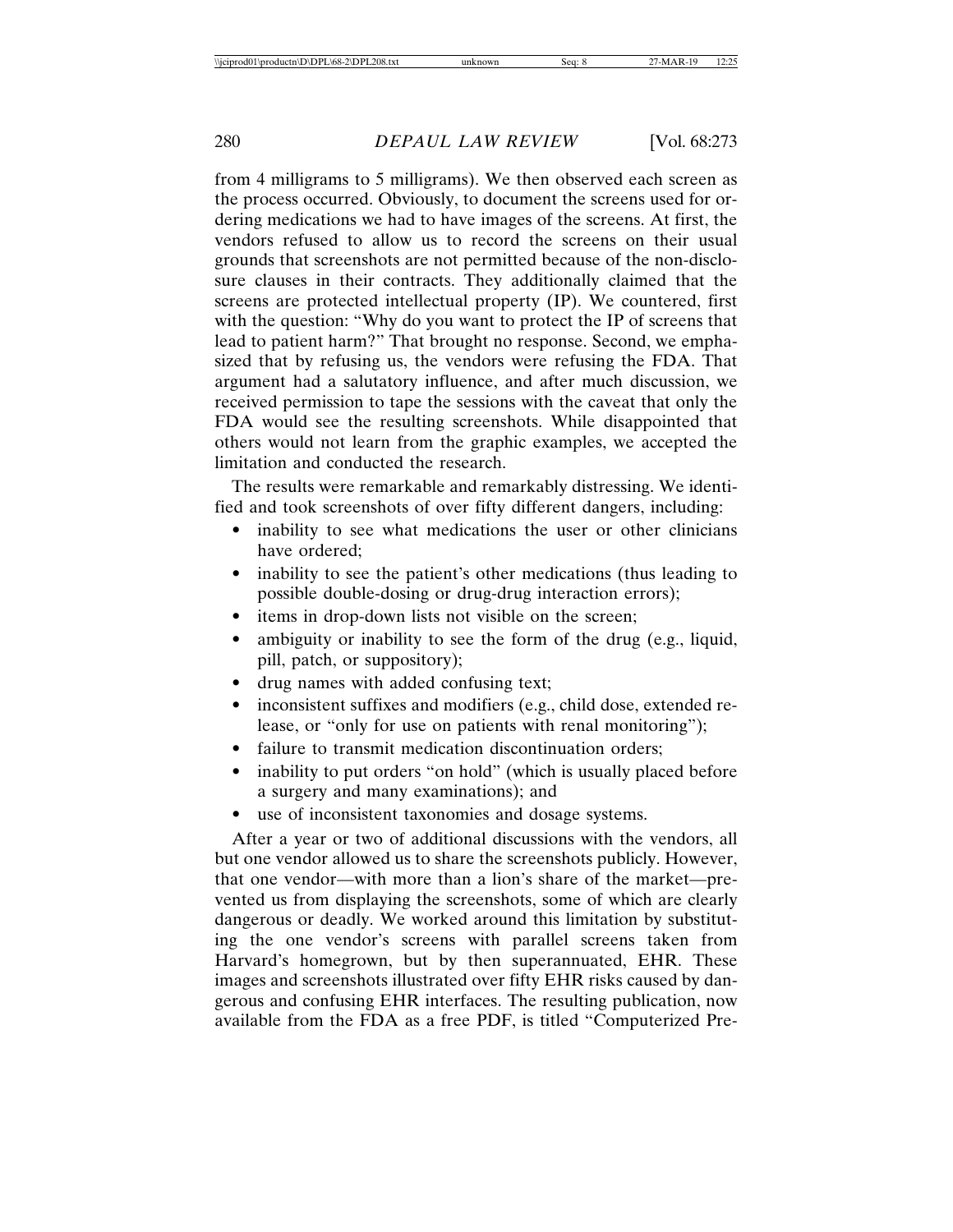from 4 milligrams to 5 milligrams). We then observed each screen as the process occurred. Obviously, to document the screens used for ordering medications we had to have images of the screens. At first, the vendors refused to allow us to record the screens on their usual grounds that screenshots are not permitted because of the non-disclosure clauses in their contracts. They additionally claimed that the screens are protected intellectual property (IP). We countered, first with the question: "Why do you want to protect the IP of screens that lead to patient harm?" That brought no response. Second, we emphasized that by refusing us, the vendors were refusing the FDA. That argument had a salutatory influence, and after much discussion, we received permission to tape the sessions with the caveat that only the FDA would see the resulting screenshots. While disappointed that others would not learn from the graphic examples, we accepted the limitation and conducted the research.

The results were remarkable and remarkably distressing. We identified and took screenshots of over fifty different dangers, including:

- inability to see what medications the user or other clinicians have ordered;
- inability to see the patient's other medications (thus leading to possible double-dosing or drug-drug interaction errors);
- items in drop-down lists not visible on the screen;
- ambiguity or inability to see the form of the drug (e.g., liquid, pill, patch, or suppository);
- drug names with added confusing text;
- inconsistent suffixes and modifiers (e.g., child dose, extended release, or "only for use on patients with renal monitoring");
- failure to transmit medication discontinuation orders;
- inability to put orders "on hold" (which is usually placed before a surgery and many examinations); and
- use of inconsistent taxonomies and dosage systems.

After a year or two of additional discussions with the vendors, all but one vendor allowed us to share the screenshots publicly. However, that one vendor—with more than a lion's share of the market—prevented us from displaying the screenshots, some of which are clearly dangerous or deadly. We worked around this limitation by substituting the one vendor's screens with parallel screens taken from Harvard's homegrown, but by then superannuated, EHR. These images and screenshots illustrated over fifty EHR risks caused by dangerous and confusing EHR interfaces. The resulting publication, now available from the FDA as a free PDF, is titled "Computerized Pre-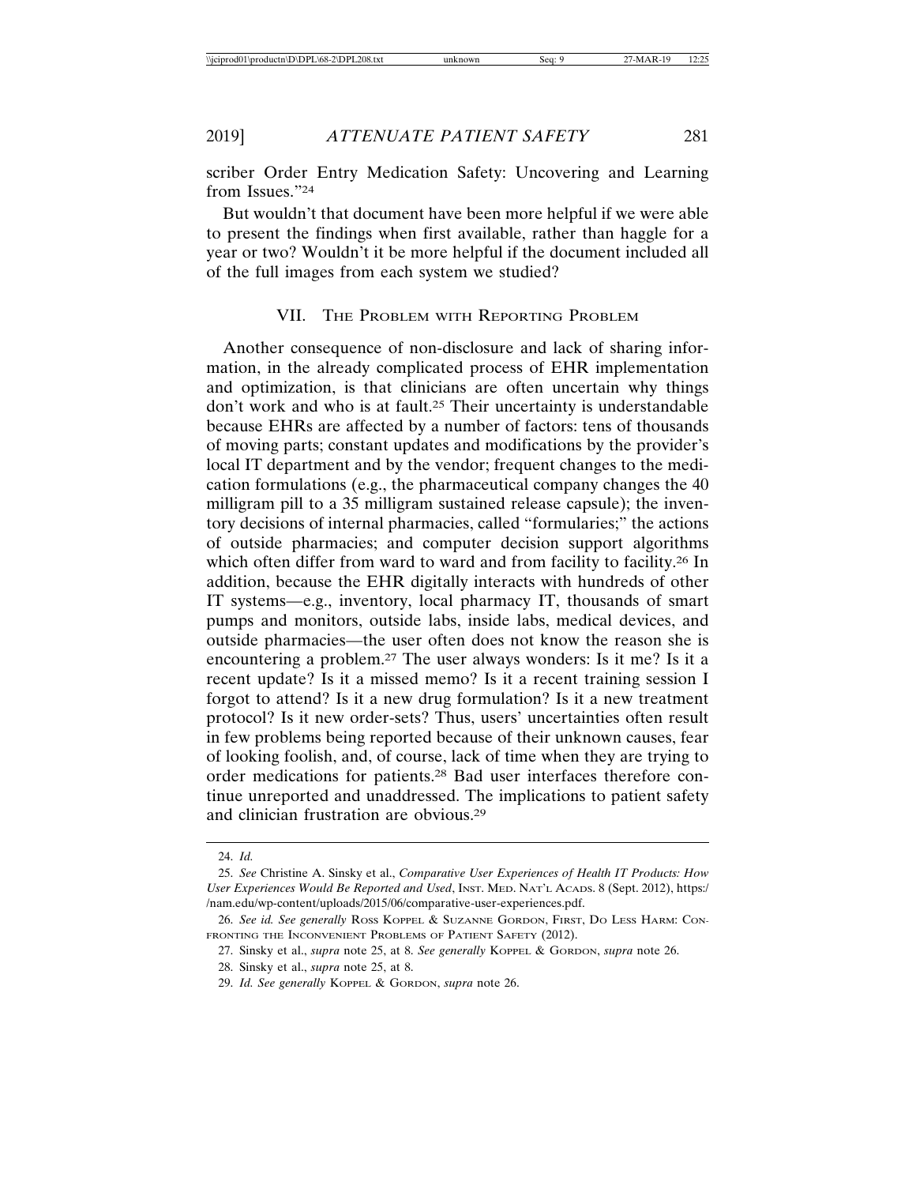scriber Order Entry Medication Safety: Uncovering and Learning from Issues."[24]

But wouldn't that document have been more helpful if we were able to present the findings when first available, rather than haggle for a year or two? Wouldn't it be more helpful if the document included all of the full images from each system we studied?

## VII. The Problem with Reporting Problem

Another consequence of non-disclosure and lack of sharing information, in the already complicated process of EHR implementation and optimization, is that clinicians are often uncertain why things don't work and who is at fault.[25] Their uncertainty is understandable because EHRs are affected by a number of factors: tens of thousands of moving parts; constant updates and modifications by the provider's local IT department and by the vendor; frequent changes to the medication formulations (e.g., the pharmaceutical company changes the 40 milligram pill to a 35 milligram sustained release capsule); the inventory decisions of internal pharmacies, called "formularies;" the actions of outside pharmacies; and computer decision support algorithms which often differ from ward to ward and from facility to facility.[26] In addition, because the EHR digitally interacts with hundreds of other IT systems—e.g., inventory, local pharmacy IT, thousands of smart pumps and monitors, outside labs, inside labs, medical devices, and outside pharmacies—the user often does not know the reason she is encountering a problem.[27] The user always wonders: Is it me? Is it a recent update? Is it a missed memo? Is it a recent training session I forgot to attend? Is it a new drug formulation? Is it a new treatment protocol? Is it new order-sets? Thus, users' uncertainties often result in few problems being reported because of their unknown causes, fear of looking foolish, and, of course, lack of time when they are trying to order medications for patients.[28] Bad user interfaces therefore continue unreported and unaddressed. The implications to patient safety and clinician frustration are obvious.[29]

---

24. *Id.*

25. *See* Christine A. Sinsky et al., *Comparative User Experiences of Health IT Products: How User Experiences Would Be Reported and Used*, Inst. Med. Nat'l Acads. 8 (Sept. 2012), https://nam.edu/wp-content/uploads/2015/06/comparative-user-experiences.pdf.

26. *See id. See generally* Ross Koppel & Suzanne Gordon, First, Do Less Harm: Confronting the Inconvenient Problems of Patient Safety (2012).

27. Sinsky et al., *supra* note 25, at 8. *See generally* Koppel & Gordon, *supra* note 26.

28. Sinsky et al., *supra* note 25, at 8.

29. *Id. See generally* Koppel & Gordon, *supra* note 26.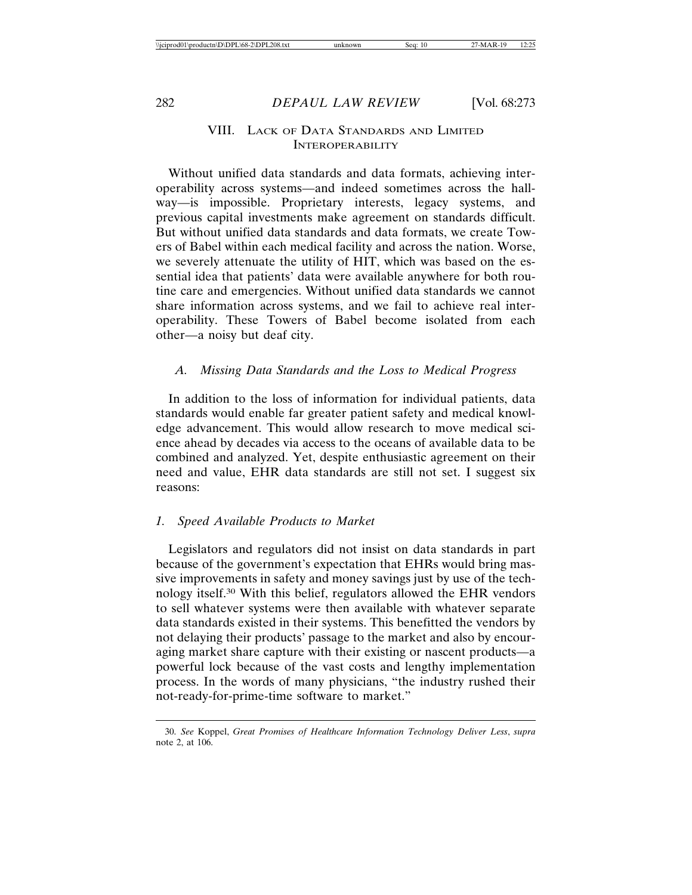## VIII. Lack of Data Standards and Limited Interoperability

Without unified data standards and data formats, achieving interoperability across systems—and indeed sometimes across the hallway—is impossible. Proprietary interests, legacy systems, and previous capital investments make agreement on standards difficult. But without unified data standards and data formats, we create Towers of Babel within each medical facility and across the nation. Worse, we severely attenuate the utility of HIT, which was based on the essential idea that patients' data were available anywhere for both routine care and emergencies. Without unified data standards we cannot share information across systems, and we fail to achieve real interoperability. These Towers of Babel become isolated from each other—a noisy but deaf city.

### *A. Missing Data Standards and the Loss to Medical Progress*

In addition to the loss of information for individual patients, data standards would enable far greater patient safety and medical knowledge advancement. This would allow research to move medical science ahead by decades via access to the oceans of available data to be combined and analyzed. Yet, despite enthusiastic agreement on their need and value, EHR data standards are still not set. I suggest six reasons:

#### *1. Speed Available Products to Market*

Legislators and regulators did not insist on data standards in part because of the government's expectation that EHRs would bring massive improvements in safety and money savings just by use of the technology itself.[30] With this belief, regulators allowed the EHR vendors to sell whatever systems were then available with whatever separate data standards existed in their systems. This benefitted the vendors by not delaying their products' passage to the market and also by encouraging market share capture with their existing or nascent products—a powerful lock because of the vast costs and lengthy implementation process. In the words of many physicians, "the industry rushed their not-ready-for-prime-time software to market."

---

30. *See* Koppel, *Great Promises of Healthcare Information Technology Deliver Less*, *supra* note 2, at 106.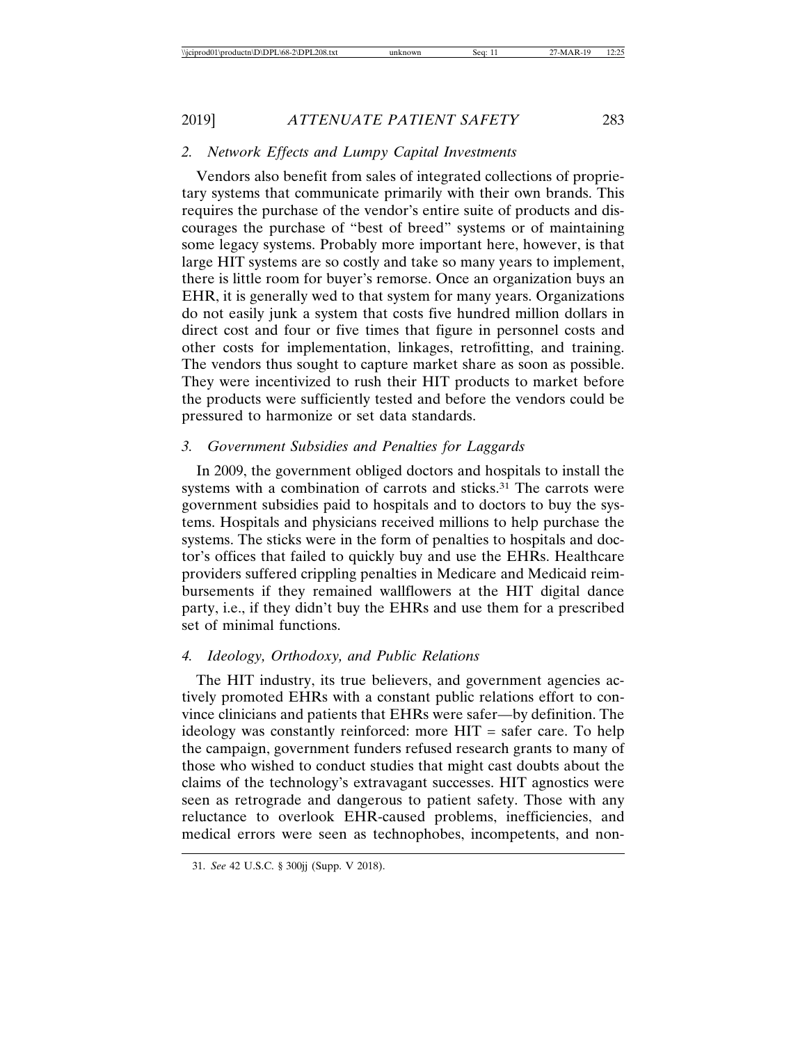### *2. Network Effects and Lumpy Capital Investments*

Vendors also benefit from sales of integrated collections of proprietary systems that communicate primarily with their own brands. This requires the purchase of the vendor's entire suite of products and discourages the purchase of "best of breed" systems or of maintaining some legacy systems. Probably more important here, however, is that large HIT systems are so costly and take so many years to implement, there is little room for buyer's remorse. Once an organization buys an EHR, it is generally wed to that system for many years. Organizations do not easily junk a system that costs five hundred million dollars in direct cost and four or five times that figure in personnel costs and other costs for implementation, linkages, retrofitting, and training. The vendors thus sought to capture market share as soon as possible. They were incentivized to rush their HIT products to market before the products were sufficiently tested and before the vendors could be pressured to harmonize or set data standards.

### *3. Government Subsidies and Penalties for Laggards*

In 2009, the government obliged doctors and hospitals to install the systems with a combination of carrots and sticks.[31] The carrots were government subsidies paid to hospitals and to doctors to buy the systems. Hospitals and physicians received millions to help purchase the systems. The sticks were in the form of penalties to hospitals and doctor's offices that failed to quickly buy and use the EHRs. Healthcare providers suffered crippling penalties in Medicare and Medicaid reimbursements if they remained wallflowers at the HIT digital dance party, i.e., if they didn't buy the EHRs and use them for a prescribed set of minimal functions.

### *4. Ideology, Orthodoxy, and Public Relations*

The HIT industry, its true believers, and government agencies actively promoted EHRs with a constant public relations effort to convince clinicians and patients that EHRs were safer—by definition. The ideology was constantly reinforced: more HIT = safer care. To help the campaign, government funders refused research grants to many of those who wished to conduct studies that might cast doubts about the claims of the technology's extravagant successes. HIT agnostics were seen as retrograde and dangerous to patient safety. Those with any reluctance to overlook EHR-caused problems, inefficiencies, and medical errors were seen as technophobes, incompetents, and non-

---

31. *See* 42 U.S.C. § 300jj (Supp. V 2018).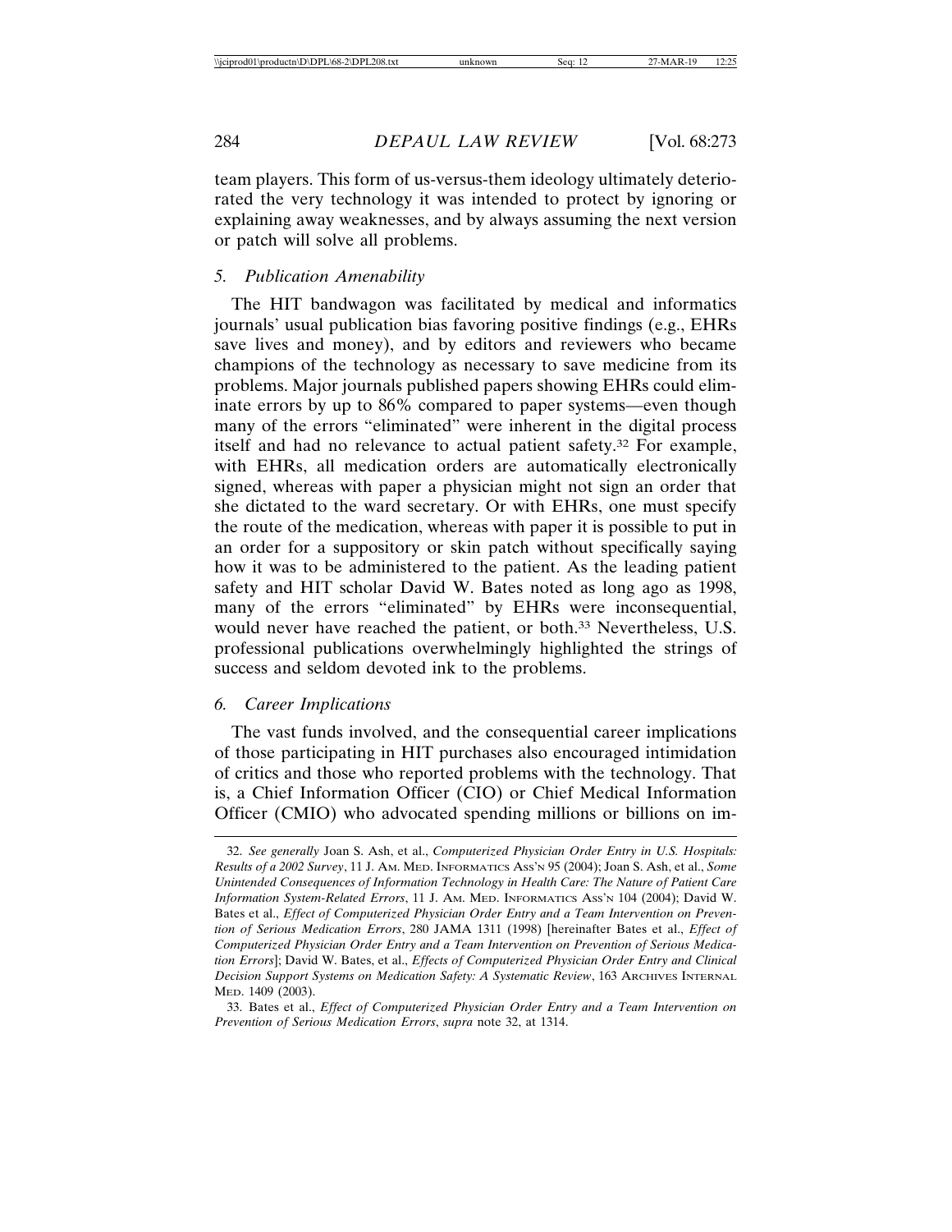team players. This form of us-versus-them ideology ultimately deteriorated the very technology it was intended to protect by ignoring or explaining away weaknesses, and by always assuming the next version or patch will solve all problems.

### 5. *Publication Amenability*

The HIT bandwagon was facilitated by medical and informatics journals' usual publication bias favoring positive findings (e.g., EHRs save lives and money), and by editors and reviewers who became champions of the technology as necessary to save medicine from its problems. Major journals published papers showing EHRs could eliminate errors by up to 86% compared to paper systems—even though many of the errors "eliminated" were inherent in the digital process itself and had no relevance to actual patient safety.[32] For example, with EHRs, all medication orders are automatically electronically signed, whereas with paper a physician might not sign an order that she dictated to the ward secretary. Or with EHRs, one must specify the route of the medication, whereas with paper it is possible to put in an order for a suppository or skin patch without specifically saying how it was to be administered to the patient. As the leading patient safety and HIT scholar David W. Bates noted as long ago as 1998, many of the errors "eliminated" by EHRs were inconsequential, would never have reached the patient, or both.[33] Nevertheless, U.S. professional publications overwhelmingly highlighted the strings of success and seldom devoted ink to the problems.

### 6. *Career Implications*

The vast funds involved, and the consequential career implications of those participating in HIT purchases also encouraged intimidation of critics and those who reported problems with the technology. That is, a Chief Information Officer (CIO) or Chief Medical Information Officer (CMIO) who advocated spending millions or billions on im-

---

32. *See generally* Joan S. Ash, et al., *Computerized Physician Order Entry in U.S. Hospitals: Results of a 2002 Survey*, 11 J. Am. Med. Informatics Ass'n 95 (2004); Joan S. Ash, et al., *Some Unintended Consequences of Information Technology in Health Care: The Nature of Patient Care Information System-Related Errors*, 11 J. Am. Med. Informatics Ass'n 104 (2004); David W. Bates et al., *Effect of Computerized Physician Order Entry and a Team Intervention on Prevention of Serious Medication Errors*, 280 JAMA 1311 (1998) [hereinafter Bates et al., *Effect of Computerized Physician Order Entry and a Team Intervention on Prevention of Serious Medication Errors*]; David W. Bates, et al., *Effects of Computerized Physician Order Entry and Clinical Decision Support Systems on Medication Safety: A Systematic Review*, 163 Archives Internal Med. 1409 (2003).

33. Bates et al., *Effect of Computerized Physician Order Entry and a Team Intervention on Prevention of Serious Medication Errors*, *supra* note 32, at 1314.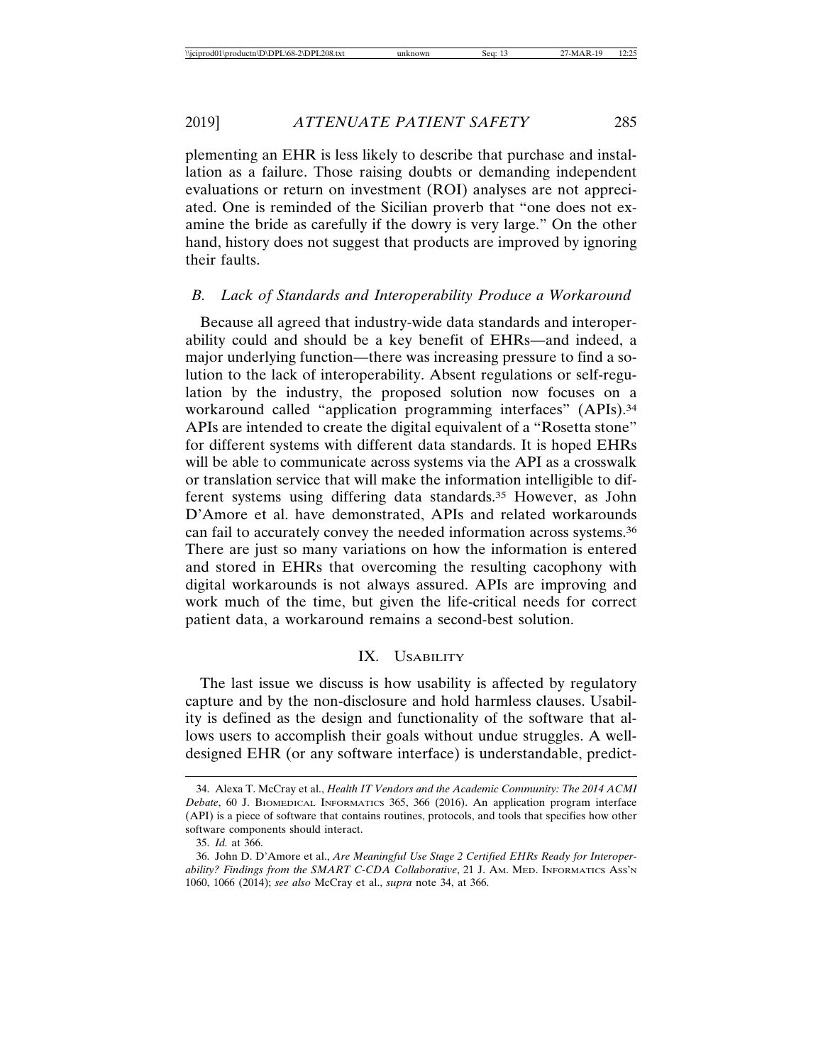plementing an EHR is less likely to describe that purchase and installation as a failure. Those raising doubts or demanding independent evaluations or return on investment (ROI) analyses are not appreciated. One is reminded of the Sicilian proverb that "one does not examine the bride as carefully if the dowry is very large." On the other hand, history does not suggest that products are improved by ignoring their faults.

### *B. Lack of Standards and Interoperability Produce a Workaround*

Because all agreed that industry-wide data standards and interoperability could and should be a key benefit of EHRs—and indeed, a major underlying function—there was increasing pressure to find a solution to the lack of interoperability. Absent regulations or self-regulation by the industry, the proposed solution now focuses on a workaround called "application programming interfaces" (APIs).[34] APIs are intended to create the digital equivalent of a "Rosetta stone" for different systems with different data standards. It is hoped EHRs will be able to communicate across systems via the API as a crosswalk or translation service that will make the information intelligible to different systems using differing data standards.[35] However, as John D'Amore et al. have demonstrated, APIs and related workarounds can fail to accurately convey the needed information across systems.[36] There are just so many variations on how the information is entered and stored in EHRs that overcoming the resulting cacophony with digital workarounds is not always assured. APIs are improving and work much of the time, but given the life-critical needs for correct patient data, a workaround remains a second-best solution.

## IX. Usability

The last issue we discuss is how usability is affected by regulatory capture and by the non-disclosure and hold harmless clauses. Usability is defined as the design and functionality of the software that allows users to accomplish their goals without undue struggles. A well-designed EHR (or any software interface) is understandable, predict-

---

34. Alexa T. McCray et al., *Health IT Vendors and the Academic Community: The 2014 ACMI Debate*, 60 J. Biomedical Informatics 365, 366 (2016). An application program interface (API) is a piece of software that contains routines, protocols, and tools that specifies how other software components should interact.

35. *Id.* at 366.

36. John D. D'Amore et al., *Are Meaningful Use Stage 2 Certified EHRs Ready for Interoperability? Findings from the SMART C-CDA Collaborative*, 21 J. Am. Med. Informatics Ass'n 1060, 1066 (2014); *see also* McCray et al., *supra* note 34, at 366.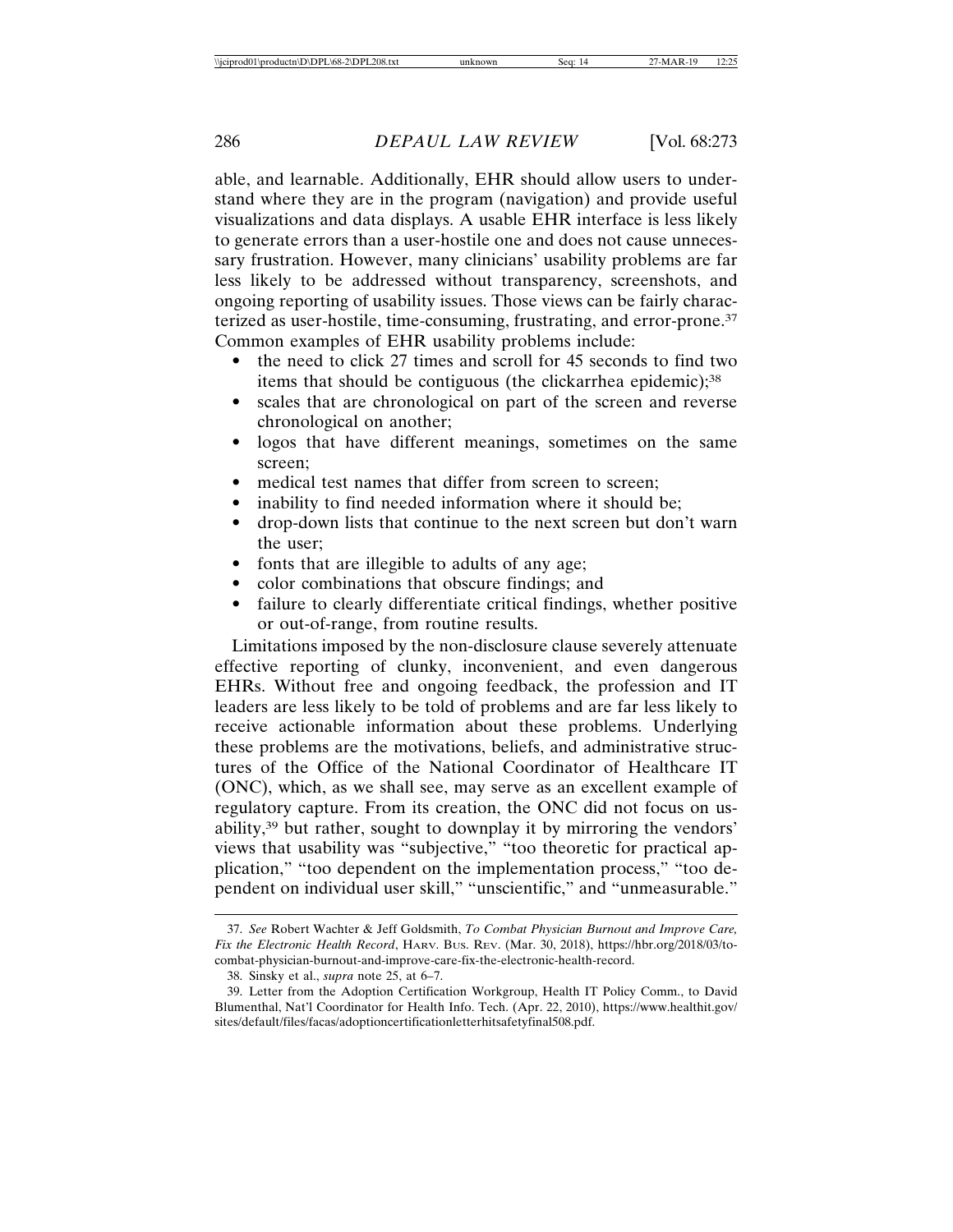able, and learnable. Additionally, EHR should allow users to understand where they are in the program (navigation) and provide useful visualizations and data displays. A usable EHR interface is less likely to generate errors than a user-hostile one and does not cause unnecessary frustration. However, many clinicians' usability problems are far less likely to be addressed without transparency, screenshots, and ongoing reporting of usability issues. Those views can be fairly characterized as user-hostile, time-consuming, frustrating, and error-prone.[37] Common examples of EHR usability problems include:

- the need to click 27 times and scroll for 45 seconds to find two items that should be contiguous (the clickarrhea epidemic);[38]
- scales that are chronological on part of the screen and reverse chronological on another;
- logos that have different meanings, sometimes on the same screen;
- medical test names that differ from screen to screen;
- inability to find needed information where it should be;
- drop-down lists that continue to the next screen but don't warn the user;
- fonts that are illegible to adults of any age;
- color combinations that obscure findings; and
- failure to clearly differentiate critical findings, whether positive or out-of-range, from routine results.

Limitations imposed by the non-disclosure clause severely attenuate effective reporting of clunky, inconvenient, and even dangerous EHRs. Without free and ongoing feedback, the profession and IT leaders are less likely to be told of problems and are far less likely to receive actionable information about these problems. Underlying these problems are the motivations, beliefs, and administrative structures of the Office of the National Coordinator of Healthcare IT (ONC), which, as we shall see, may serve as an excellent example of regulatory capture. From its creation, the ONC did not focus on usability,[39] but rather, sought to downplay it by mirroring the vendors' views that usability was "subjective," "too theoretic for practical application," "too dependent on the implementation process," "too dependent on individual user skill," "unscientific," and "unmeasurable."

---

37. *See* Robert Wachter & Jeff Goldsmith, *To Combat Physician Burnout and Improve Care, Fix the Electronic Health Record*, HARV. BUS. REV. (Mar. 30, 2018), https://hbr.org/2018/03/to-combat-physician-burnout-and-improve-care-fix-the-electronic-health-record.

38. Sinsky et al., *supra* note 25, at 6–7.

39. Letter from the Adoption Certification Workgroup, Health IT Policy Comm., to David Blumenthal, Nat'l Coordinator for Health Info. Tech. (Apr. 22, 2010), https://www.healthit.gov/sites/default/files/facas/adoptioncertificationletterhitsafetyfinal508.pdf.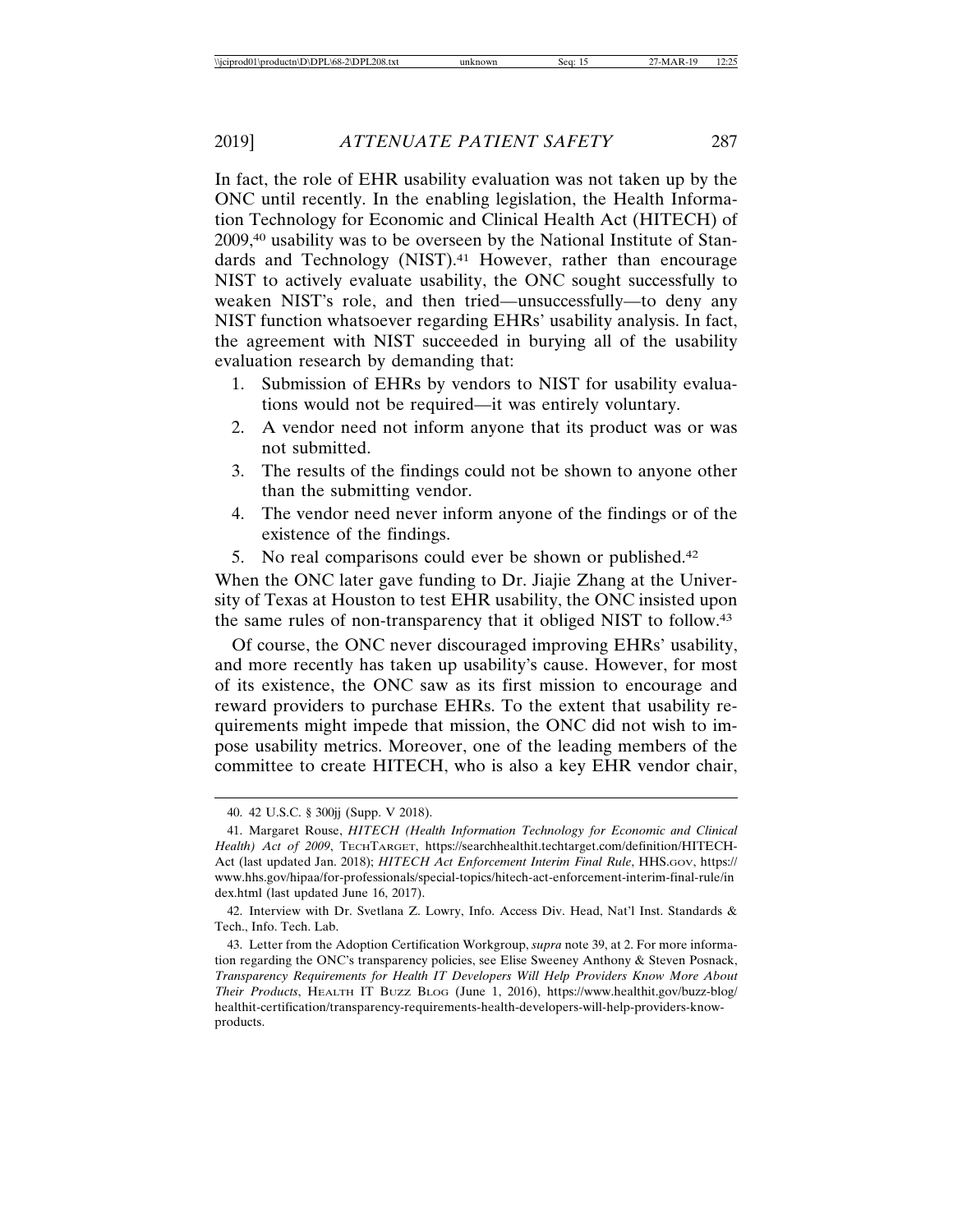In fact, the role of EHR usability evaluation was not taken up by the ONC until recently. In the enabling legislation, the Health Information Technology for Economic and Clinical Health Act (HITECH) of 2009,[40] usability was to be overseen by the National Institute of Standards and Technology (NIST).[41] However, rather than encourage NIST to actively evaluate usability, the ONC sought successfully to weaken NIST's role, and then tried—unsuccessfully—to deny any NIST function whatsoever regarding EHRs' usability analysis. In fact, the agreement with NIST succeeded in burying all of the usability evaluation research by demanding that:

1. Submission of EHRs by vendors to NIST for usability evaluations would not be required—it was entirely voluntary.
2. A vendor need not inform anyone that its product was or was not submitted.
3. The results of the findings could not be shown to anyone other than the submitting vendor.
4. The vendor need never inform anyone of the findings or of the existence of the findings.
5. No real comparisons could ever be shown or published.[42]

When the ONC later gave funding to Dr. Jiajie Zhang at the University of Texas at Houston to test EHR usability, the ONC insisted upon the same rules of non-transparency that it obliged NIST to follow.[43]

Of course, the ONC never discouraged improving EHRs' usability, and more recently has taken up usability's cause. However, for most of its existence, the ONC saw as its first mission to encourage and reward providers to purchase EHRs. To the extent that usability requirements might impede that mission, the ONC did not wish to impose usability metrics. Moreover, one of the leading members of the committee to create HITECH, who is also a key EHR vendor chair,

---

40. 42 U.S.C. § 300jj (Supp. V 2018).

41. Margaret Rouse, *HITECH (Health Information Technology for Economic and Clinical Health) Act of 2009*, TechTarget, https://searchhealthit.techtarget.com/definition/HITECH-Act (last updated Jan. 2018); *HITECH Act Enforcement Interim Final Rule*, HHS.gov, https://www.hhs.gov/hipaa/for-professionals/special-topics/hitech-act-enforcement-interim-final-rule/index.html (last updated June 16, 2017).

42. Interview with Dr. Svetlana Z. Lowry, Info. Access Div. Head, Nat'l Inst. Standards & Tech., Info. Tech. Lab.

43. Letter from the Adoption Certification Workgroup, *supra* note 39, at 2. For more information regarding the ONC's transparency policies, see Elise Sweeney Anthony & Steven Posnack, *Transparency Requirements for Health IT Developers Will Help Providers Know More About Their Products*, Health IT Buzz Blog (June 1, 2016), https://www.healthit.gov/buzz-blog/healthit-certification/transparency-requirements-health-developers-will-help-providers-know-products.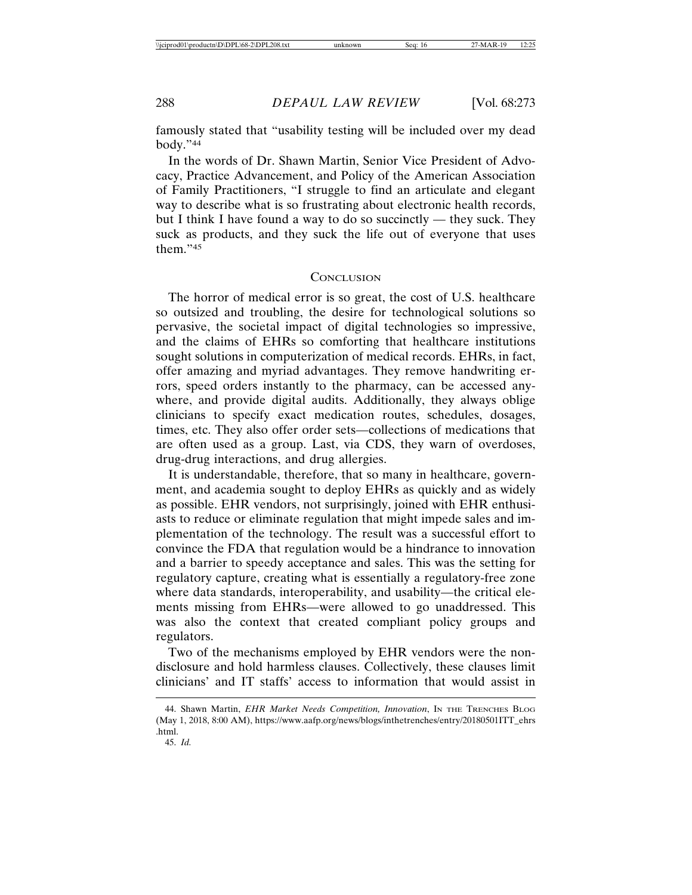famously stated that "usability testing will be included over my dead body."[44]

In the words of Dr. Shawn Martin, Senior Vice President of Advocacy, Practice Advancement, and Policy of the American Association of Family Practitioners, "I struggle to find an articulate and elegant way to describe what is so frustrating about electronic health records, but I think I have found a way to do so succinctly — they suck. They suck as products, and they suck the life out of everyone that uses them."[45]

## Conclusion

The horror of medical error is so great, the cost of U.S. healthcare so outsized and troubling, the desire for technological solutions so pervasive, the societal impact of digital technologies so impressive, and the claims of EHRs so comforting that healthcare institutions sought solutions in computerization of medical records. EHRs, in fact, offer amazing and myriad advantages. They remove handwriting errors, speed orders instantly to the pharmacy, can be accessed anywhere, and provide digital audits. Additionally, they always oblige clinicians to specify exact medication routes, schedules, dosages, times, etc. They also offer order sets—collections of medications that are often used as a group. Last, via CDS, they warn of overdoses, drug-drug interactions, and drug allergies.

It is understandable, therefore, that so many in healthcare, government, and academia sought to deploy EHRs as quickly and as widely as possible. EHR vendors, not surprisingly, joined with EHR enthusiasts to reduce or eliminate regulation that might impede sales and implementation of the technology. The result was a successful effort to convince the FDA that regulation would be a hindrance to innovation and a barrier to speedy acceptance and sales. This was the setting for regulatory capture, creating what is essentially a regulatory-free zone where data standards, interoperability, and usability—the critical elements missing from EHRs—were allowed to go unaddressed. This was also the context that created compliant policy groups and regulators.

Two of the mechanisms employed by EHR vendors were the nondisclosure and hold harmless clauses. Collectively, these clauses limit clinicians' and IT staffs' access to information that would assist in

---

44. Shawn Martin, *EHR Market Needs Competition, Innovation*, In the Trenches Blog (May 1, 2018, 8:00 AM), https://www.aafp.org/news/blogs/inthetrenches/entry/20180501ITT_ehrs.html.

45. *Id.*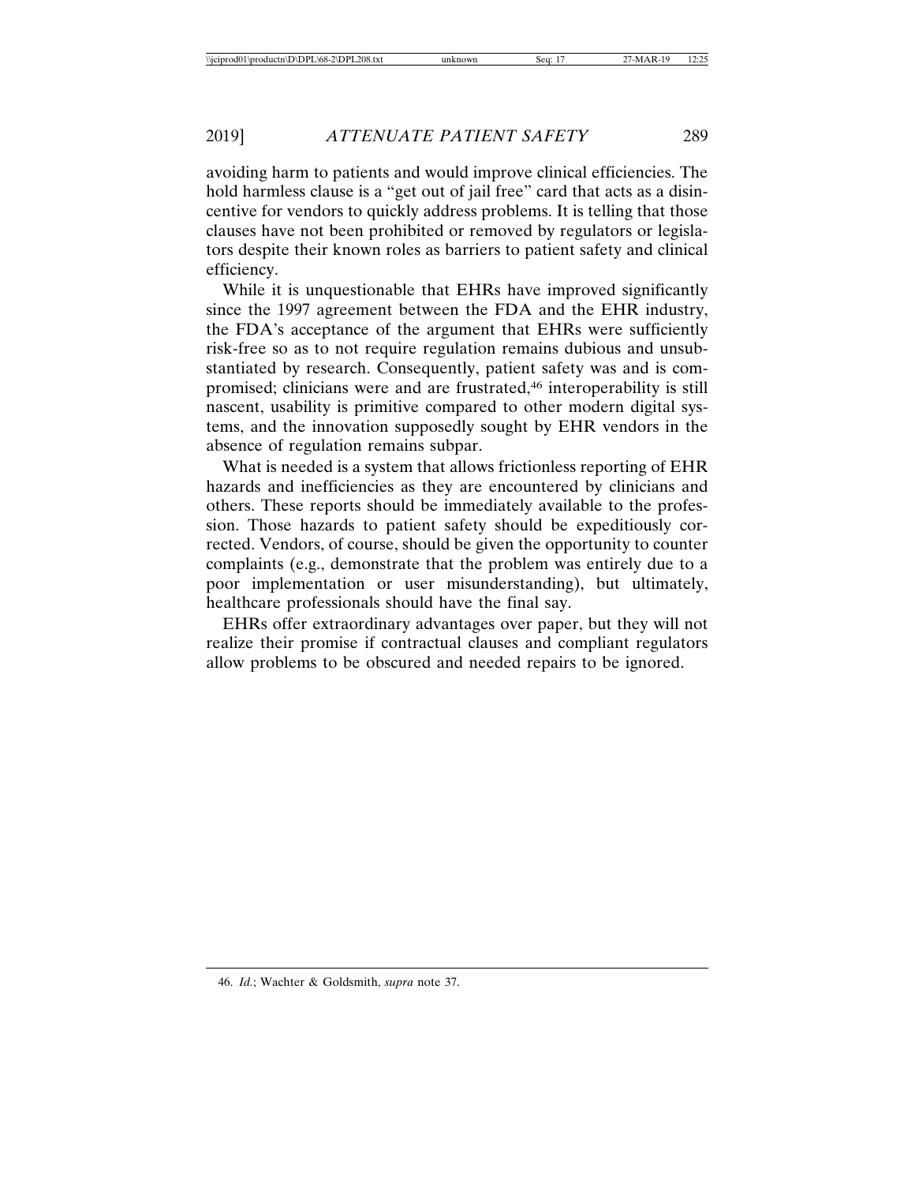avoiding harm to patients and would improve clinical efficiencies. The hold harmless clause is a "get out of jail free" card that acts as a disincentive for vendors to quickly address problems. It is telling that those clauses have not been prohibited or removed by regulators or legislators despite their known roles as barriers to patient safety and clinical efficiency.

While it is unquestionable that EHRs have improved significantly since the 1997 agreement between the FDA and the EHR industry, the FDA's acceptance of the argument that EHRs were sufficiently risk-free so as to not require regulation remains dubious and unsubstantiated by research. Consequently, patient safety was and is compromised; clinicians were and are frustrated,[46] interoperability is still nascent, usability is primitive compared to other modern digital systems, and the innovation supposedly sought by EHR vendors in the absence of regulation remains subpar.

What is needed is a system that allows frictionless reporting of EHR hazards and inefficiencies as they are encountered by clinicians and others. These reports should be immediately available to the profession. Those hazards to patient safety should be expeditiously corrected. Vendors, of course, should be given the opportunity to counter complaints (e.g., demonstrate that the problem was entirely due to a poor implementation or user misunderstanding), but ultimately, healthcare professionals should have the final say.

EHRs offer extraordinary advantages over paper, but they will not realize their promise if contractual clauses and compliant regulators allow problems to be obscured and needed repairs to be ignored.

---

46. *Id.*; Wachter & Goldsmith, *supra* note 37.